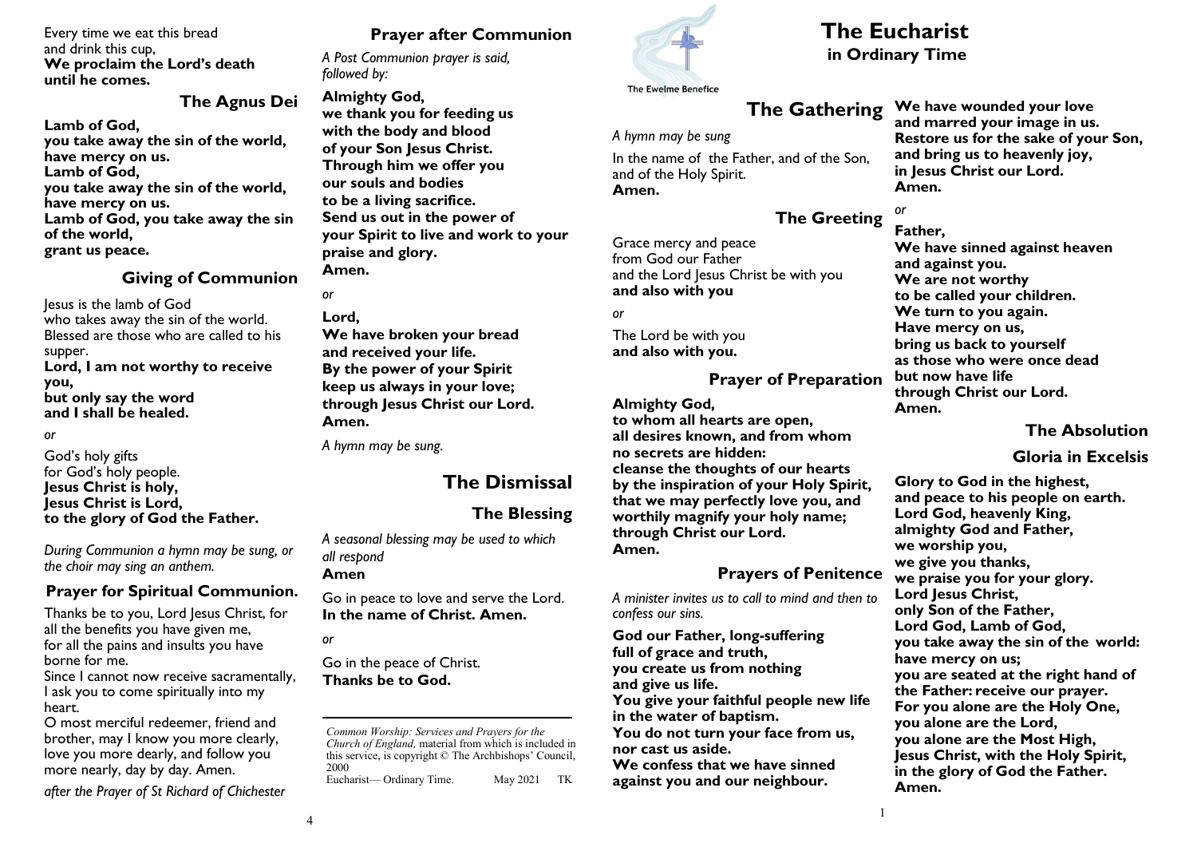Every time we eat this bread
and drink this cup,
**We proclaim the Lord's death until he comes.**

## The Agnus Dei

**Lamb of God,
you take away the sin of the world,
have mercy on us.
Lamb of God,
you take away the sin of the world,
have mercy on us.
Lamb of God, you take away the sin of the world,
grant us peace.**

## Giving of Communion

Jesus is the lamb of God
who takes away the sin of the world.
Blessed are those who are called to his supper.
**Lord, I am not worthy to receive you,
but only say the word
and I shall be healed.**

*or*

God's holy gifts
for God's holy people.
**Jesus Christ is holy,
Jesus Christ is Lord,
to the glory of God the Father.**

*During Communion a hymn may be sung, or the choir may sing an anthem.*

## Prayer for Spiritual Communion.

Thanks be to you, Lord Jesus Christ, for all the benefits you have given me,
for all the pains and insults you have borne for me.
Since I cannot now receive sacramentally, I ask you to come spiritually into my heart.
O most merciful redeemer, friend and brother, may I know you more clearly, love you more dearly, and follow you more nearly, day by day. Amen.

*after the Prayer of St Richard of Chichester*

## Prayer after Communion

*A Post Communion prayer is said, followed by:*

**Almighty God,
we thank you for feeding us
with the body and blood
of your Son Jesus Christ.
Through him we offer you
our souls and bodies
to be a living sacrifice.
Send us out in the power of
your Spirit to live and work to your praise and glory.
Amen.**

*or*

**Lord,
We have broken your bread
and received your life.
By the power of your Spirit
keep us always in your love;
through Jesus Christ our Lord.
Amen.**

*A hymn may be sung.*

# The Dismissal

## The Blessing

*A seasonal blessing may be used to which all respond*
**Amen**

Go in peace to love and serve the Lord.
**In the name of Christ. Amen.**

*or*

Go in the peace of Christ.
**Thanks be to God.**

---

*Common Worship: Services and Prayers for the Church of England,* material from which is included in this service, is copyright © The Archbishops' Council, 2000
Eucharist— Ordinary Time. May 2021 TK

The Ewelme Benefice

# The Eucharist
## in Ordinary Time

## The Gathering

*A hymn may be sung*

In the name of the Father, and of the Son, and of the Holy Spirit.
**Amen.**

## The Greeting

Grace mercy and peace
from God our Father
and the Lord Jesus Christ be with you
**and also with you**

*or*

The Lord be with you
**and also with you.**

## Prayer of Preparation

**Almighty God,
to whom all hearts are open,
all desires known, and from whom
no secrets are hidden:
cleanse the thoughts of our hearts
by the inspiration of your Holy Spirit,
that we may perfectly love you, and
worthily magnify your holy name;
through Christ our Lord.
Amen.**

## Prayers of Penitence

*A minister invites us to call to mind and then to confess our sins.*

**God our Father, long-suffering
full of grace and truth,
you create us from nothing
and give us life.
You give your faithful people new life
in the water of baptism.
You do not turn your face from us,
nor cast us aside.
We confess that we have sinned
against you and our neighbour.
We have wounded your love
and marred your image in us.
Restore us for the sake of your Son,
and bring us to heavenly joy,
in Jesus Christ our Lord.
Amen.**

*or*

**Father,
We have sinned against heaven
and against you.
We are not worthy
to be called your children.
We turn to you again.
Have mercy on us,
bring us back to yourself
as those who were once dead
but now have life
through Christ our Lord.
Amen.**

## The Absolution

## Gloria in Excelsis

**Glory to God in the highest,
and peace to his people on earth.
Lord God, heavenly King,
almighty God and Father,
we worship you,
we give you thanks,
we praise you for your glory.
Lord Jesus Christ,
only Son of the Father,
Lord God, Lamb of God,
you take away the sin of the world:
have mercy on us;
you are seated at the right hand of
the Father: receive our prayer.
For you alone are the Holy One,
you alone are the Lord,
you alone are the Most High,
Jesus Christ, with the Holy Spirit,
in the glory of God the Father.
Amen.**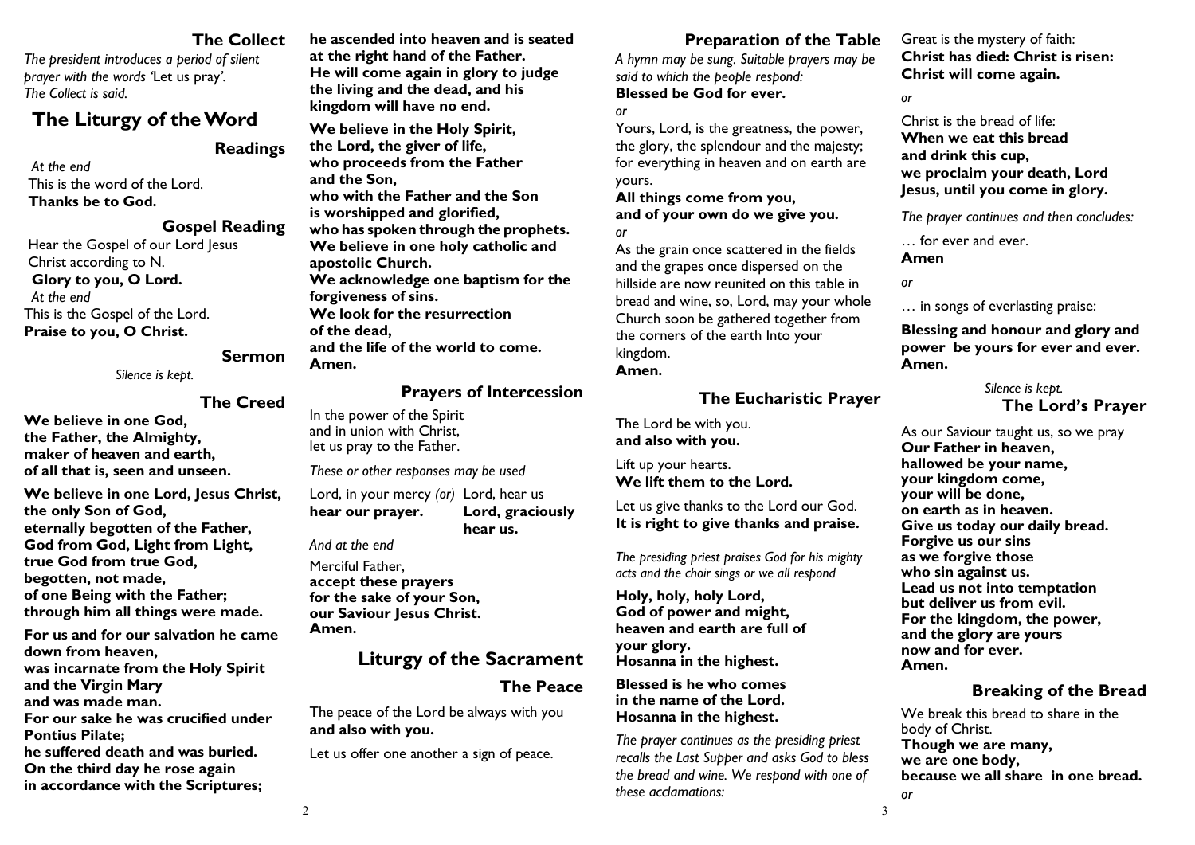## The Collect

*The president introduces a period of silent prayer with the words '*Let us pray*'.*
*The Collect is said.*

# The Liturgy of the Word

## Readings

*At the end*
This is the word of the Lord.
**Thanks be to God.**

## Gospel Reading

Hear the Gospel of our Lord Jesus Christ according to N.
**Glory to you, O Lord.**
*At the end*
This is the Gospel of the Lord.
**Praise to you, O Christ.**

## Sermon

*Silence is kept.*

## The Creed

**We believe in one God,**
**the Father, the Almighty,**
**maker of heaven and earth,**
**of all that is, seen and unseen.**

**We believe in one Lord, Jesus Christ,**
**the only Son of God,**
**eternally begotten of the Father,**
**God from God, Light from Light,**
**true God from true God,**
**begotten, not made,**
**of one Being with the Father;**
**through him all things were made.**

**For us and for our salvation he came down from heaven,**
**was incarnate from the Holy Spirit**
**and the Virgin Mary**
**and was made man.**
**For our sake he was crucified under Pontius Pilate;**
**he suffered death and was buried.**
**On the third day he rose again**
**in accordance with the Scriptures;**
**he ascended into heaven and is seated**
**at the right hand of the Father.**
**He will come again in glory to judge**
**the living and the dead, and his**
**kingdom will have no end.**

**We believe in the Holy Spirit,**
**the Lord, the giver of life,**
**who proceeds from the Father**
**and the Son,**
**who with the Father and the Son**
**is worshipped and glorified,**
**who has spoken through the prophets.**
**We believe in one holy catholic and apostolic Church.**
**We acknowledge one baptism for the forgiveness of sins.**
**We look for the resurrection**
**of the dead,**
**and the life of the world to come.**
**Amen.**

## Prayers of Intercession

In the power of the Spirit
and in union with Christ,
let us pray to the Father.

*These or other responses may be used*

Lord, in your mercy *(or)* Lord, hear us
**hear our prayer.** **Lord, graciously hear us.**

*And at the end*

Merciful Father,
**accept these prayers**
**for the sake of your Son,**
**our Saviour Jesus Christ.**
**Amen.**

# Liturgy of the Sacrament

## The Peace

The peace of the Lord be always with you
**and also with you.**

Let us offer one another a sign of peace.

## Preparation of the Table

*A hymn may be sung. Suitable prayers may be said to which the people respond:*
**Blessed be God for ever.**

*or*

Yours, Lord, is the greatness, the power, the glory, the splendour and the majesty; for everything in heaven and on earth are yours.
**All things come from you,**
**and of your own do we give you.**

*or*

As the grain once scattered in the fields and the grapes once dispersed on the hillside are now reunited on this table in bread and wine, so, Lord, may your whole Church soon be gathered together from the corners of the earth Into your kingdom.
**Amen.**

## The Eucharistic Prayer

The Lord be with you.
**and also with you.**

Lift up your hearts.
**We lift them to the Lord.**

Let us give thanks to the Lord our God.
**It is right to give thanks and praise.**

*The presiding priest praises God for his mighty acts and the choir sings or we all respond*

**Holy, holy, holy Lord,**
**God of power and might,**
**heaven and earth are full of**
**your glory.**
**Hosanna in the highest.**

**Blessed is he who comes**
**in the name of the Lord.**
**Hosanna in the highest.**

*The prayer continues as the presiding priest recalls the Last Supper and asks God to bless the bread and wine. We respond with one of these acclamations:*

Great is the mystery of faith:
**Christ has died: Christ is risen:**
**Christ will come again.**

*or*

Christ is the bread of life:
**When we eat this bread**
**and drink this cup,**
**we proclaim your death, Lord**
**Jesus, until you come in glory.**

*The prayer continues and then concludes:*

… for ever and ever.
**Amen**

*or*

… in songs of everlasting praise:

**Blessing and honour and glory and power be yours for ever and ever.**
**Amen.**

*Silence is kept.*

## The Lord's Prayer

As our Saviour taught us, so we pray
**Our Father in heaven,**
**hallowed be your name,**
**your kingdom come,**
**your will be done,**
**on earth as in heaven.**
**Give us today our daily bread.**
**Forgive us our sins**
**as we forgive those**
**who sin against us.**
**Lead us not into temptation**
**but deliver us from evil.**
**For the kingdom, the power,**
**and the glory are yours**
**now and for ever.**
**Amen.**

## Breaking of the Bread

We break this bread to share in the body of Christ.
**Though we are many,**
**we are one body,**
**because we all share in one bread.**

*or*